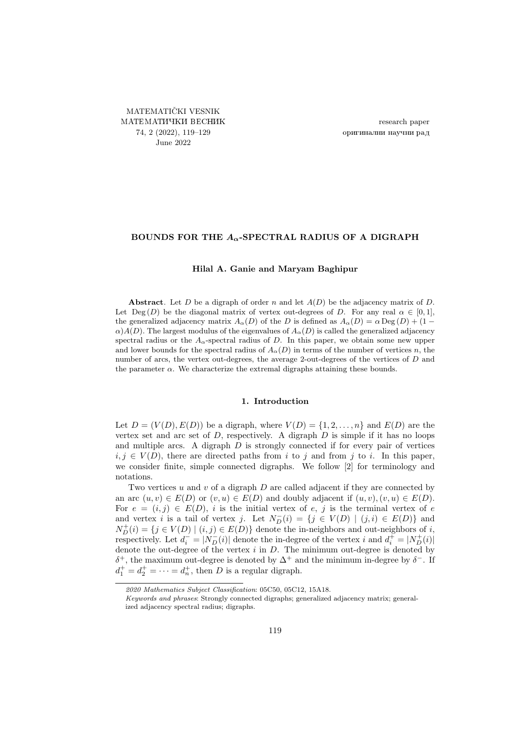MATEMATIČKI VESNIK
МАТЕМАТИЧКИ ВЕСНИК
74, 2 (2022), 119–129
June 2022

research paper
оригинални научни рад

# BOUNDS FOR THE $A_\alpha$-SPECTRAL RADIUS OF A DIGRAPH

**Hilal A. Ganie and Maryam Baghipur**

**Abstract**. Let $D$ be a digraph of order $n$ and let $A(D)$ be the adjacency matrix of $D$. Let $\mathrm{Deg}\,(D)$ be the diagonal matrix of vertex out-degrees of $D$. For any real $\alpha \in [0,1]$, the generalized adjacency matrix $A_\alpha(D)$ of the $D$ is defined as $A_\alpha(D) = \alpha\,\mathrm{Deg}\,(D) + (1-\alpha)A(D)$. The largest modulus of the eigenvalues of $A_\alpha(D)$ is called the generalized adjacency spectral radius or the $A_\alpha$-spectral radius of $D$. In this paper, we obtain some new upper and lower bounds for the spectral radius of $A_\alpha(D)$ in terms of the number of vertices $n$, the number of arcs, the vertex out-degrees, the average 2-out-degrees of the vertices of $D$ and the parameter $\alpha$. We characterize the extremal digraphs attaining these bounds.

## 1. Introduction

Let $D = (V(D), E(D))$ be a digraph, where $V(D) = \{1, 2, \ldots, n\}$ and $E(D)$ are the vertex set and arc set of $D$, respectively. A digraph $D$ is simple if it has no loops and multiple arcs. A digraph $D$ is strongly connected if for every pair of vertices $i, j \in V(D)$, there are directed paths from $i$ to $j$ and from $j$ to $i$. In this paper, we consider finite, simple connected digraphs. We follow [2] for terminology and notations.

Two vertices $u$ and $v$ of a digraph $D$ are called adjacent if they are connected by an arc $(u,v) \in E(D)$ or $(v,u) \in E(D)$ and doubly adjacent if $(u,v),(v,u) \in E(D)$. For $e = (i,j) \in E(D)$, $i$ is the initial vertex of $e$, $j$ is the terminal vertex of $e$ and vertex $i$ is a tail of vertex $j$. Let $N_D^-(i) = \{j \in V(D) \mid (j,i) \in E(D)\}$ and $N_D^+(i) = \{j \in V(D) \mid (i,j) \in E(D)\}$ denote the in-neighbors and out-neighbors of $i$, respectively. Let $d_i^- = |N_D^-(i)|$ denote the in-degree of the vertex $i$ and $d_i^+ = |N_D^+(i)|$ denote the out-degree of the vertex $i$ in $D$. The minimum out-degree is denoted by $\delta^+$, the maximum out-degree is denoted by $\Delta^+$ and the minimum in-degree by $\delta^-$. If $d_1^+ = d_2^+ = \cdots = d_n^+$, then $D$ is a regular digraph.

*2020 Mathematics Subject Classification*: 05C50, 05C12, 15A18.

*Keywords and phrases*: Strongly connected digraphs; generalized adjacency matrix; generalized adjacency spectral radius; digraphs.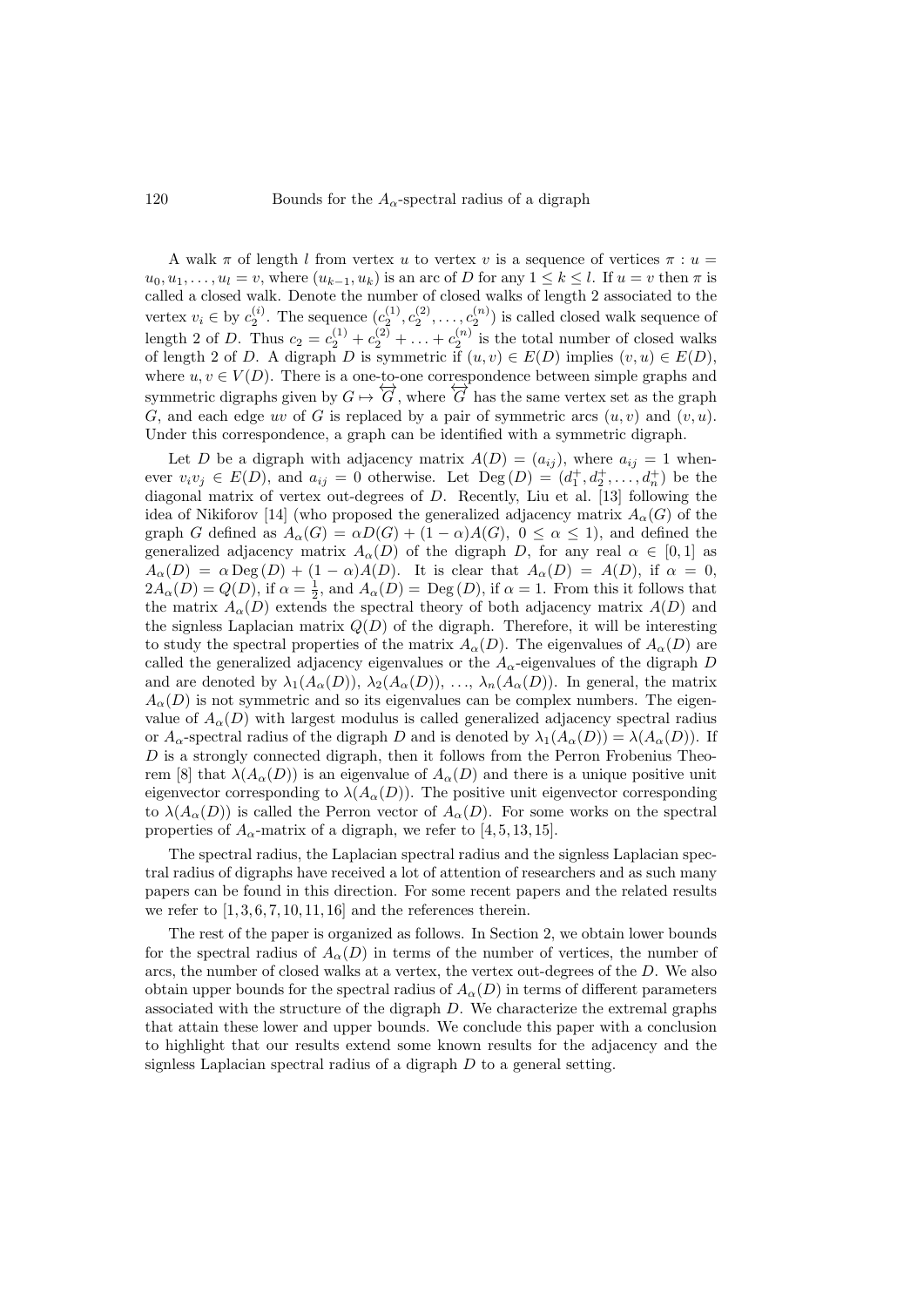A walk $\pi$ of length $l$ from vertex $u$ to vertex $v$ is a sequence of vertices $\pi : u = u_0, u_1, \ldots, u_l = v$, where $(u_{k-1}, u_k)$ is an arc of $D$ for any $1 \leq k \leq l$. If $u = v$ then $\pi$ is called a closed walk. Denote the number of closed walks of length 2 associated to the vertex $v_i \in$ by $c_2^{(i)}$. The sequence $(c_2^{(1)}, c_2^{(2)}, \ldots, c_2^{(n)})$ is called closed walk sequence of length 2 of $D$. Thus $c_2 = c_2^{(1)} + c_2^{(2)} + \ldots + c_2^{(n)}$ is the total number of closed walks of length 2 of $D$. A digraph $D$ is symmetric if $(u, v) \in E(D)$ implies $(v, u) \in E(D)$, where $u, v \in V(D)$. There is a one-to-one correspondence between simple graphs and symmetric digraphs given by $G \mapsto \overleftrightarrow{G}$, where $\overleftrightarrow{G}$ has the same vertex set as the graph $G$, and each edge $uv$ of $G$ is replaced by a pair of symmetric arcs $(u, v)$ and $(v, u)$. Under this correspondence, a graph can be identified with a symmetric digraph.

Let $D$ be a digraph with adjacency matrix $A(D) = (a_{ij})$, where $a_{ij} = 1$ whenever $v_iv_j \in E(D)$, and $a_{ij} = 0$ otherwise. Let $\mathrm{Deg}\,(D) = (d_1^+, d_2^+, \ldots, d_n^+)$ be the diagonal matrix of vertex out-degrees of $D$. Recently, Liu et al. [13] following the idea of Nikiforov [14] (who proposed the generalized adjacency matrix $A_\alpha(G)$ of the graph $G$ defined as $A_\alpha(G) = \alpha D(G) + (1-\alpha)A(G)$, $0 \leq \alpha \leq 1$), and defined the generalized adjacency matrix $A_\alpha(D)$ of the digraph $D$, for any real $\alpha \in [0, 1]$ as $A_\alpha(D) = \alpha\,\mathrm{Deg}\,(D) + (1-\alpha)A(D)$. It is clear that $A_\alpha(D) = A(D)$, if $\alpha = 0$, $2A_\alpha(D) = Q(D)$, if $\alpha = \frac{1}{2}$, and $A_\alpha(D) = \mathrm{Deg}\,(D)$, if $\alpha = 1$. From this it follows that the matrix $A_\alpha(D)$ extends the spectral theory of both adjacency matrix $A(D)$ and the signless Laplacian matrix $Q(D)$ of the digraph. Therefore, it will be interesting to study the spectral properties of the matrix $A_\alpha(D)$. The eigenvalues of $A_\alpha(D)$ are called the generalized adjacency eigenvalues or the $A_\alpha$-eigenvalues of the digraph $D$ and are denoted by $\lambda_1(A_\alpha(D))$, $\lambda_2(A_\alpha(D))$, $\ldots$, $\lambda_n(A_\alpha(D))$. In general, the matrix $A_\alpha(D)$ is not symmetric and so its eigenvalues can be complex numbers. The eigenvalue of $A_\alpha(D)$ with largest modulus is called generalized adjacency spectral radius or $A_\alpha$-spectral radius of the digraph $D$ and is denoted by $\lambda_1(A_\alpha(D)) = \lambda(A_\alpha(D))$. If $D$ is a strongly connected digraph, then it follows from the Perron Frobenius Theorem [8] that $\lambda(A_\alpha(D))$ is an eigenvalue of $A_\alpha(D)$ and there is a unique positive unit eigenvector corresponding to $\lambda(A_\alpha(D))$. The positive unit eigenvector corresponding to $\lambda(A_\alpha(D))$ is called the Perron vector of $A_\alpha(D)$. For some works on the spectral properties of $A_\alpha$-matrix of a digraph, we refer to [4, 5, 13, 15].

The spectral radius, the Laplacian spectral radius and the signless Laplacian spectral radius of digraphs have received a lot of attention of researchers and as such many papers can be found in this direction. For some recent papers and the related results we refer to [1, 3, 6, 7, 10, 11, 16] and the references therein.

The rest of the paper is organized as follows. In Section 2, we obtain lower bounds for the spectral radius of $A_\alpha(D)$ in terms of the number of vertices, the number of arcs, the number of closed walks at a vertex, the vertex out-degrees of the $D$. We also obtain upper bounds for the spectral radius of $A_\alpha(D)$ in terms of different parameters associated with the structure of the digraph $D$. We characterize the extremal graphs that attain these lower and upper bounds. We conclude this paper with a conclusion to highlight that our results extend some known results for the adjacency and the signless Laplacian spectral radius of a digraph $D$ to a general setting.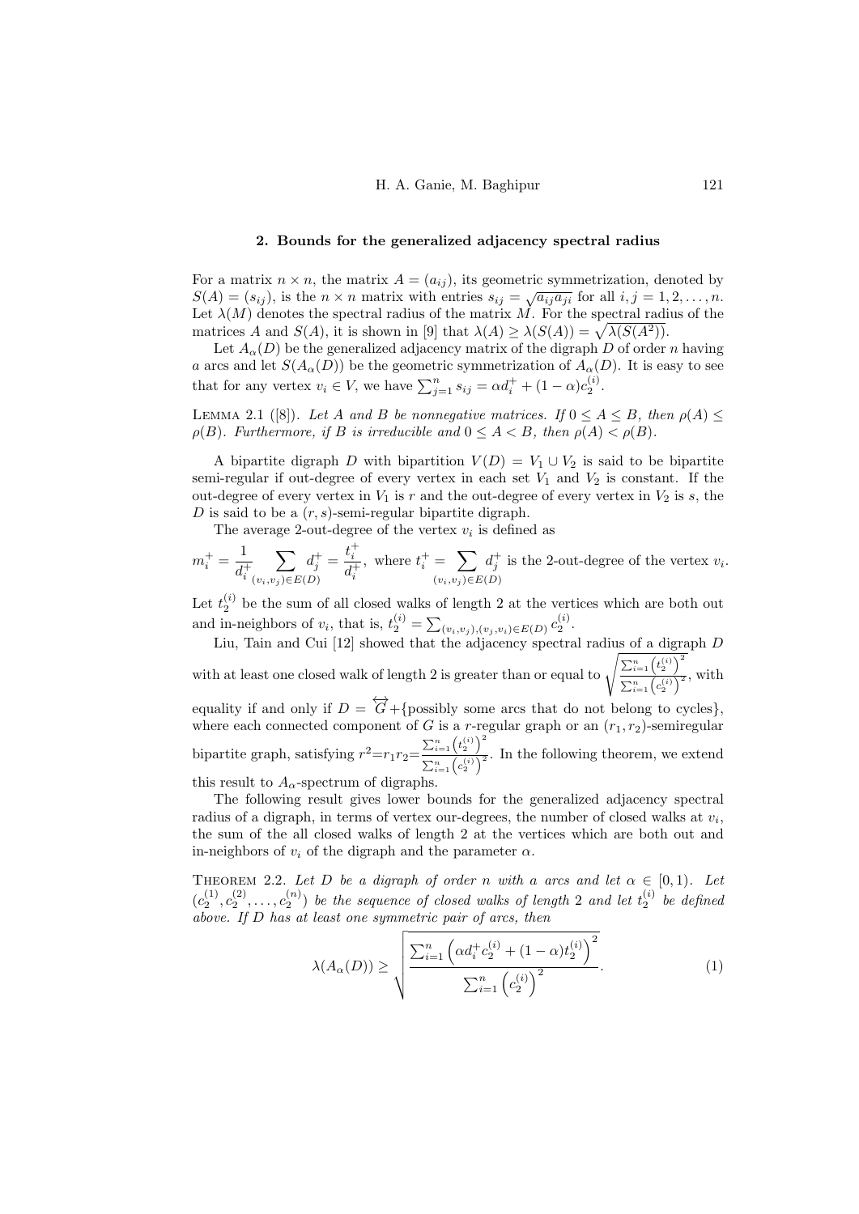## 2. Bounds for the generalized adjacency spectral radius

For a matrix $n \times n$, the matrix $A = (a_{ij})$, its geometric symmetrization, denoted by $S(A) = (s_{ij})$, is the $n \times n$ matrix with entries $s_{ij} = \sqrt{a_{ij}a_{ji}}$ for all $i, j = 1, 2, \ldots, n$. Let $\lambda(M)$ denotes the spectral radius of the matrix $M$. For the spectral radius of the matrices $A$ and $S(A)$, it is shown in [9] that $\lambda(A) \geq \lambda(S(A)) = \sqrt{\lambda(S(A^2))}$.

Let $A_\alpha(D)$ be the generalized adjacency matrix of the digraph $D$ of order $n$ having $a$ arcs and let $S(A_\alpha(D))$ be the geometric symmetrization of $A_\alpha(D)$. It is easy to see that for any vertex $v_i \in V$, we have $\sum_{j=1}^{n} s_{ij} = \alpha d_i^+ + (1-\alpha)c_2^{(i)}$.

Lemma 2.1 ([8]). *Let $A$ and $B$ be nonnegative matrices. If $0 \leq A \leq B$, then $\rho(A) \leq \rho(B)$. Furthermore, if $B$ is irreducible and $0 \leq A < B$, then $\rho(A) < \rho(B)$.*

A bipartite digraph $D$ with bipartition $V(D) = V_1 \cup V_2$ is said to be bipartite semi-regular if out-degree of every vertex in each set $V_1$ and $V_2$ is constant. If the out-degree of every vertex in $V_1$ is $r$ and the out-degree of every vertex in $V_2$ is $s$, the $D$ is said to be a $(r, s)$-semi-regular bipartite digraph.

The average 2-out-degree of the vertex $v_i$ is defined as

$$m_i^+ = \frac{1}{d_i^+} \sum_{(v_i,v_j)\in E(D)} d_j^+ = \frac{t_i^+}{d_i^+}, \text{ where } t_i^+ = \sum_{(v_i,v_j)\in E(D)} d_j^+ \text{ is the 2-out-degree of the vertex } v_i.$$

Let $t_2^{(i)}$ be the sum of all closed walks of length 2 at the vertices which are both out and in-neighbors of $v_i$, that is, $t_2^{(i)} = \sum_{(v_i,v_j),(v_j,v_i)\in E(D)} c_2^{(i)}$.

Liu, Tain and Cui [12] showed that the adjacency spectral radius of a digraph $D$ with at least one closed walk of length 2 is greater than or equal to $\sqrt{\frac{\sum_{i=1}^n \left(t_2^{(i)}\right)^2}{\sum_{i=1}^n \left(c_2^{(i)}\right)^2}}$, with equality if and only if $D = \overleftrightarrow{G}$+{possibly some arcs that do not belong to cycles}, where each connected component of $G$ is a $r$-regular graph or an $(r_1, r_2)$-semiregular bipartite graph, satisfying $r^2 = r_1 r_2 = \frac{\sum_{i=1}^n \left(t_2^{(i)}\right)^2}{\sum_{i=1}^n \left(c_2^{(i)}\right)^2}$. In the following theorem, we extend this result to $A_\alpha$-spectrum of digraphs.

The following result gives lower bounds for the generalized adjacency spectral radius of a digraph, in terms of vertex our-degrees, the number of closed walks at $v_i$, the sum of the all closed walks of length 2 at the vertices which are both out and in-neighbors of $v_i$ of the digraph and the parameter $\alpha$.

Theorem 2.2. *Let $D$ be a digraph of order $n$ with $a$ arcs and let $\alpha \in [0, 1)$. Let $(c_2^{(1)}, c_2^{(2)}, \ldots, c_2^{(n)})$ be the sequence of closed walks of length 2 and let $t_2^{(i)}$ be defined above. If $D$ has at least one symmetric pair of arcs, then*

$$\lambda(A_\alpha(D)) \geq \sqrt{\frac{\sum_{i=1}^n \left(\alpha d_i^+ c_2^{(i)} + (1-\alpha)t_2^{(i)}\right)^2}{\sum_{i=1}^n \left(c_2^{(i)}\right)^2}}. \tag{1}$$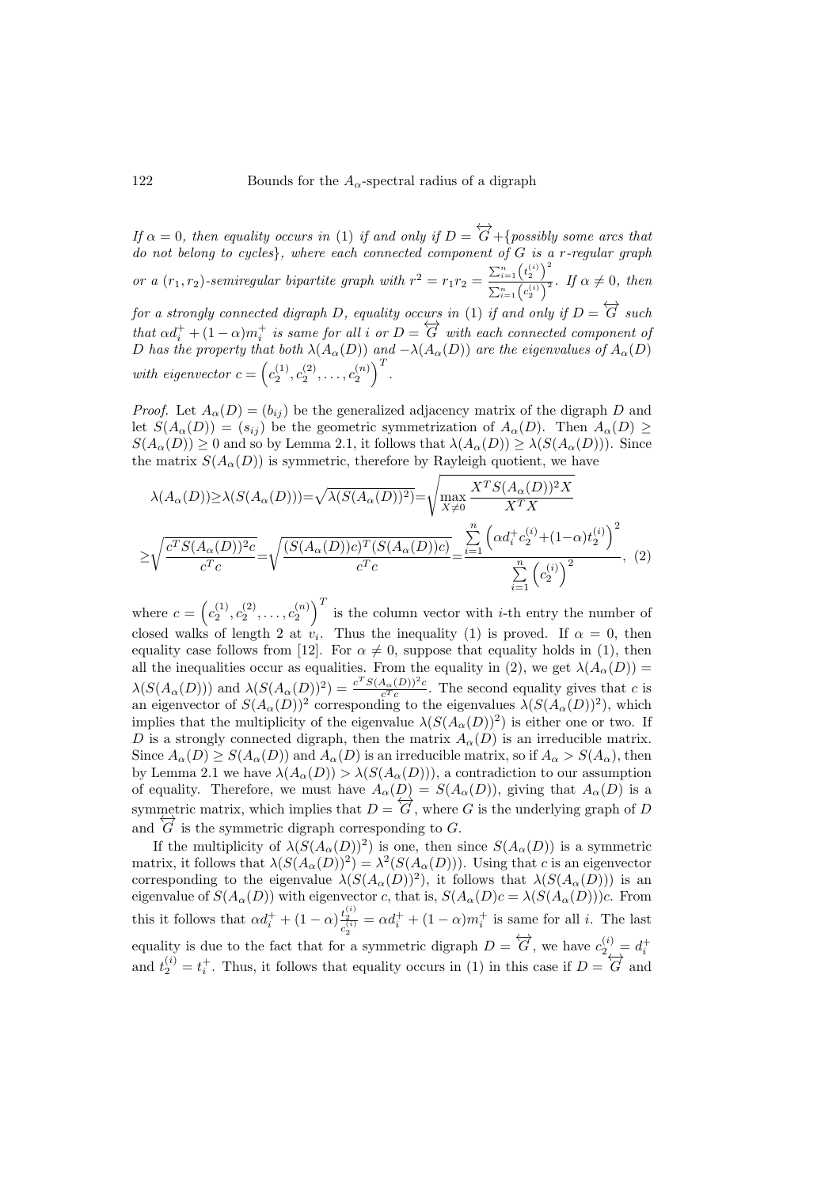*If $\alpha = 0$, then equality occurs in (1) if and only if $D = \overleftrightarrow{G} +${possibly some arcs that do not belong to cycles}, where each connected component of $G$ is a $r$-regular graph or a $(r_1, r_2)$-semiregular bipartite graph with $r^2 = r_1 r_2 = \frac{\sum_{i=1}^n \left(t_2^{(i)}\right)^2}{\sum_{i=1}^n \left(c_2^{(i)}\right)^2}$. If $\alpha \neq 0$, then for a strongly connected digraph $D$, equality occurs in (1) if and only if $D = \overleftrightarrow{G}$ such that $\alpha d_i^+ + (1-\alpha) m_i^+$ is same for all $i$ or $D = \overleftrightarrow{G}$ with each connected component of $D$ has the property that both $\lambda(A_\alpha(D))$ and $-\lambda(A_\alpha(D))$ are the eigenvalues of $A_\alpha(D)$ with eigenvector $c = \left(c_2^{(1)}, c_2^{(2)}, \ldots, c_2^{(n)}\right)^T$.*

*Proof.* Let $A_\alpha(D) = (b_{ij})$ be the generalized adjacency matrix of the digraph $D$ and let $S(A_\alpha(D)) = (s_{ij})$ be the geometric symmetrization of $A_\alpha(D)$. Then $A_\alpha(D) \geq S(A_\alpha(D)) \geq 0$ and so by Lemma 2.1, it follows that $\lambda(A_\alpha(D)) \geq \lambda(S(A_\alpha(D)))$. Since the matrix $S(A_\alpha(D))$ is symmetric, therefore by Rayleigh quotient, we have

$$\lambda(A_\alpha(D)) \geq \lambda(S(A_\alpha(D))) = \sqrt{\lambda(S(A_\alpha(D))^2)} = \sqrt{\max_{X \neq 0} \frac{X^T S(A_\alpha(D))^2 X}{X^T X}}$$

$$\geq \sqrt{\frac{c^T S(A_\alpha(D))^2 c}{c^T c}} = \sqrt{\frac{(S(A_\alpha(D))c)^T (S(A_\alpha(D))c)}{c^T c}} = \frac{\sum_{i=1}^n \left(\alpha d_i^+ c_2^{(i)} + (1-\alpha) t_2^{(i)}\right)^2}{\sum_{i=1}^n \left(c_2^{(i)}\right)^2}, \quad (2)$$

where $c = \left(c_2^{(1)}, c_2^{(2)}, \ldots, c_2^{(n)}\right)^T$ is the column vector with $i$-th entry the number of closed walks of length 2 at $v_i$. Thus the inequality (1) is proved. If $\alpha = 0$, then equality case follows from [12]. For $\alpha \neq 0$, suppose that equality holds in (1), then all the inequalities occur as equalities. From the equality in (2), we get $\lambda(A_\alpha(D)) = \lambda(S(A_\alpha(D)))$ and $\lambda(S(A_\alpha(D))^2) = \frac{c^T S(A_\alpha(D))^2 c}{c^T c}$. The second equality gives that $c$ is an eigenvector of $S(A_\alpha(D))^2$ corresponding to the eigenvalues $\lambda(S(A_\alpha(D))^2)$, which implies that the multiplicity of the eigenvalue $\lambda(S(A_\alpha(D))^2)$ is either one or two. If $D$ is a strongly connected digraph, then the matrix $A_\alpha(D)$ is an irreducible matrix. Since $A_\alpha(D) \geq S(A_\alpha(D))$ and $A_\alpha(D)$ is an irreducible matrix, so if $A_\alpha > S(A_\alpha)$, then by Lemma 2.1 we have $\lambda(A_\alpha(D)) > \lambda(S(A_\alpha(D)))$, a contradiction to our assumption of equality. Therefore, we must have $A_\alpha(D) = S(A_\alpha(D))$, giving that $A_\alpha(D)$ is a symmetric matrix, which implies that $D = \overleftrightarrow{G}$, where $G$ is the underlying graph of $D$ and $\overleftrightarrow{G}$ is the symmetric digraph corresponding to $G$.

If the multiplicity of $\lambda(S(A_\alpha(D))^2)$ is one, then since $S(A_\alpha(D))$ is a symmetric matrix, it follows that $\lambda(S(A_\alpha(D))^2) = \lambda^2(S(A_\alpha(D)))$. Using that $c$ is an eigenvector corresponding to the eigenvalue $\lambda(S(A_\alpha(D))^2)$, it follows that $\lambda(S(A_\alpha(D)))$ is an eigenvalue of $S(A_\alpha(D))$ with eigenvector $c$, that is, $S(A_\alpha(D)c = \lambda(S(A_\alpha(D)))c$. From this it follows that $\alpha d_i^+ + (1-\alpha)\frac{t_2^{(i)}}{c_2^{(i)}} = \alpha d_i^+ + (1-\alpha) m_i^+$ is same for all $i$. The last equality is due to the fact that for a symmetric digraph $D = \overleftrightarrow{G}$, we have $c_2^{(i)} = d_i^+$ and $t_2^{(i)} = t_i^+$. Thus, it follows that equality occurs in (1) in this case if $D = \overleftrightarrow{G}$ and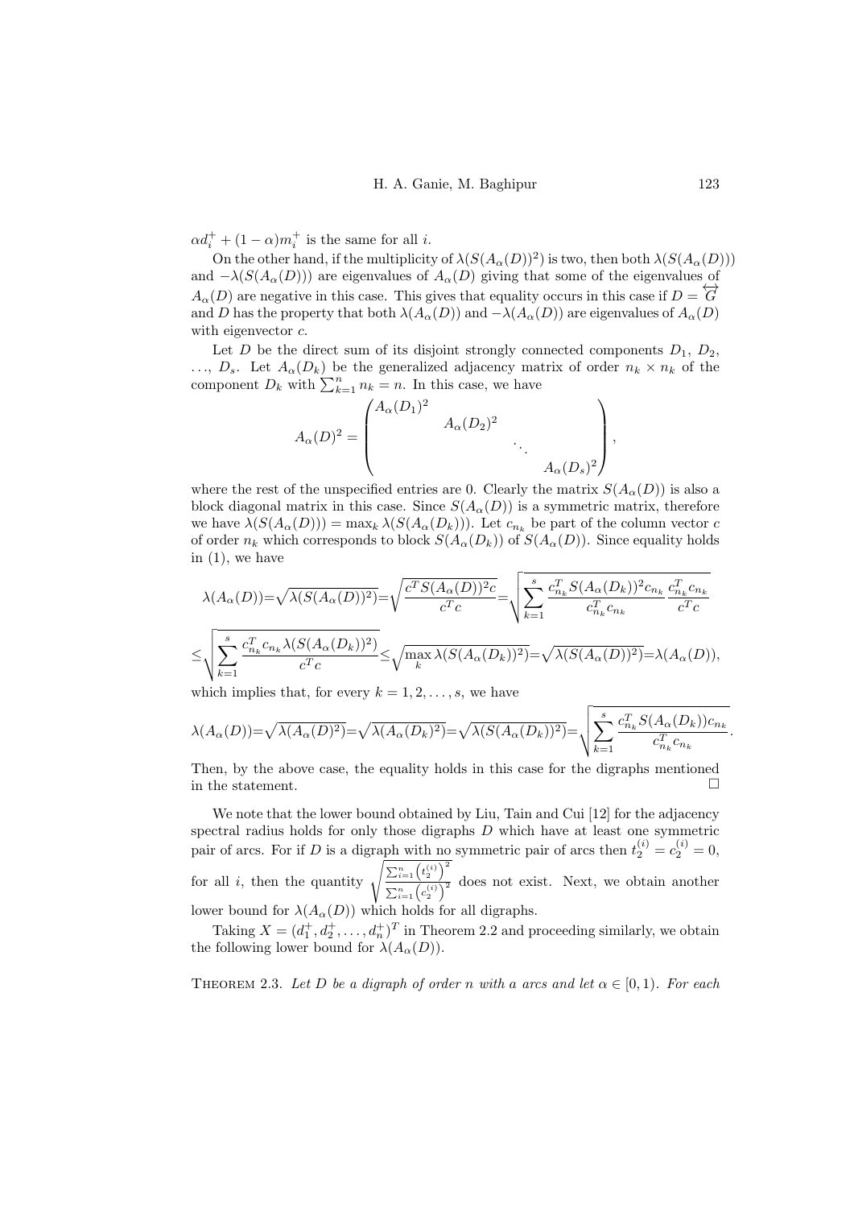$\alpha d_i^+ + (1-\alpha)m_i^+$ is the same for all $i$.

On the other hand, if the multiplicity of $\lambda(S(A_\alpha(D))^2)$ is two, then both $\lambda(S(A_\alpha(D)))$ and $-\lambda(S(A_\alpha(D)))$ are eigenvalues of $A_\alpha(D)$ giving that some of the eigenvalues of $A_\alpha(D)$ are negative in this case. This gives that equality occurs in this case if $D = \overleftrightarrow{G}$ and $D$ has the property that both $\lambda(A_\alpha(D))$ and $-\lambda(A_\alpha(D))$ are eigenvalues of $A_\alpha(D)$ with eigenvector $c$.

Let $D$ be the direct sum of its disjoint strongly connected components $D_1$, $D_2$, $\ldots$, $D_s$. Let $A_\alpha(D_k)$ be the generalized adjacency matrix of order $n_k \times n_k$ of the component $D_k$ with $\sum_{k=1}^{n} n_k = n$. In this case, we have

$$A_\alpha(D)^2 = \begin{pmatrix} A_\alpha(D_1)^2 & & & \\ & A_\alpha(D_2)^2 & & \\ & & \ddots & \\ & & & A_\alpha(D_s)^2 \end{pmatrix},$$

where the rest of the unspecified entries are 0. Clearly the matrix $S(A_\alpha(D))$ is also a block diagonal matrix in this case. Since $S(A_\alpha(D))$ is a symmetric matrix, therefore we have $\lambda(S(A_\alpha(D))) = \max_k \lambda(S(A_\alpha(D_k)))$. Let $c_{n_k}$ be part of the column vector $c$ of order $n_k$ which corresponds to block $S(A_\alpha(D_k))$ of $S(A_\alpha(D))$. Since equality holds in (1), we have

$$\lambda(A_\alpha(D)) = \sqrt{\lambda(S(A_\alpha(D))^2)} = \sqrt{\frac{c^T S(A_\alpha(D))^2 c}{c^T c}} = \sqrt{\sum_{k=1}^{s} \frac{c_{n_k}^T S(A_\alpha(D_k))^2 c_{n_k}}{c_{n_k}^T c_{n_k}} \frac{c_{n_k}^T c_{n_k}}{c^T c}}$$

$$\leq \sqrt{\sum_{k=1}^{s} \frac{c_{n_k}^T c_{n_k} \lambda(S(A_\alpha(D_k))^2)}{c^T c}} \leq \sqrt{\max_k \lambda(S(A_\alpha(D_k))^2)} = \sqrt{\lambda(S(A_\alpha(D))^2)} = \lambda(A_\alpha(D)),$$

which implies that, for every $k = 1, 2, \ldots, s$, we have

$$\lambda(A_\alpha(D)) = \sqrt{\lambda(A_\alpha(D)^2)} = \sqrt{\lambda(A_\alpha(D_k)^2)} = \sqrt{\lambda(S(A_\alpha(D_k))^2)} = \sqrt{\sum_{k=1}^{s} \frac{c_{n_k}^T S(A_\alpha(D_k)) c_{n_k}}{c_{n_k}^T c_{n_k}}}.$$

Then, by the above case, the equality holds in this case for the digraphs mentioned in the statement. $\square$

We note that the lower bound obtained by Liu, Tain and Cui [12] for the adjacency spectral radius holds for only those digraphs $D$ which have at least one symmetric pair of arcs. For if $D$ is a digraph with no symmetric pair of arcs then $t_2^{(i)} = c_2^{(i)} = 0$, for all $i$, then the quantity $\sqrt{\frac{\sum_{i=1}^{n}\left(t_2^{(i)}\right)^2}{\sum_{i=1}^{n}\left(c_2^{(i)}\right)^2}}$ does not exist. Next, we obtain another lower bound for $\lambda(A_\alpha(D))$ which holds for all digraphs.

Taking $X = (d_1^+, d_2^+, \ldots, d_n^+)^T$ in Theorem 2.2 and proceeding similarly, we obtain the following lower bound for $\lambda(A_\alpha(D))$.

THEOREM 2.3. *Let $D$ be a digraph of order $n$ with $a$ arcs and let $\alpha \in [0, 1)$. For each*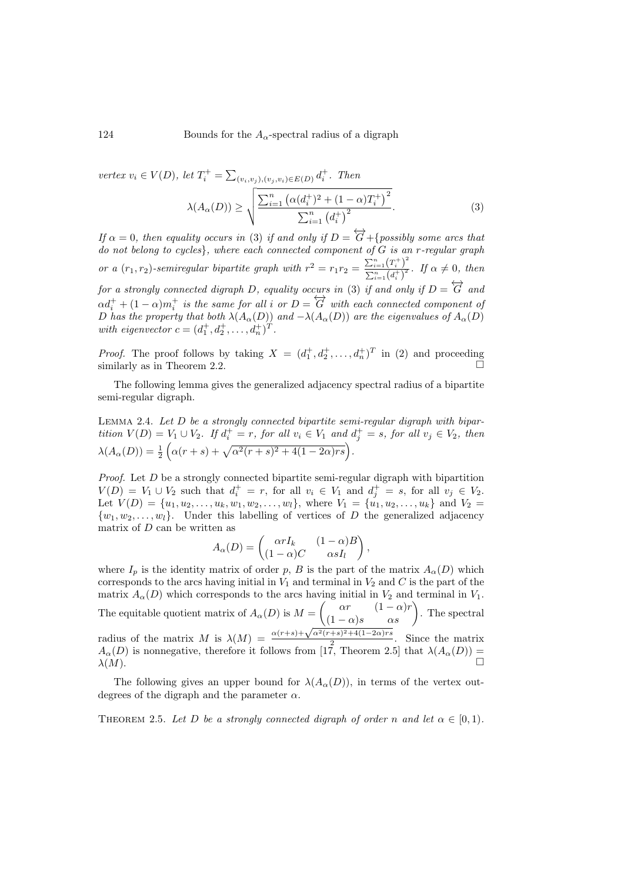*vertex* $v_i \in V(D)$*, let* $T_i^+ = \sum_{(v_i,v_j),(v_j,v_i)\in E(D)} d_i^+$*. Then*

$$\lambda(A_\alpha(D)) \geq \sqrt{\frac{\sum_{i=1}^n \left(\alpha(d_i^+)^2 + (1-\alpha)T_i^+\right)^2}{\sum_{i=1}^n \left(d_i^+\right)^2}}. \tag{3}$$

*If* $\alpha = 0$*, then equality occurs in* (3) *if and only if* $D = \overleftrightarrow{G} + \{$*possibly some arcs that do not belong to cycles*$\}$*, where each connected component of* $G$ *is an* $r$*-regular graph or a* $(r_1, r_2)$*-semiregular bipartite graph with* $r^2 = r_1 r_2 = \frac{\sum_{i=1}^n (T_i^+)^2}{\sum_{i=1}^n (d_i^+)^2}$*. If* $\alpha \neq 0$*, then for a strongly connected digraph* $D$*, equality occurs in* (3) *if and only if* $D = \overleftrightarrow{G}$ *and* $\alpha d_i^+ + (1-\alpha)m_i^+$ *is the same for all* $i$ *or* $D = \overleftrightarrow{G}$ *with each connected component of* $D$ *has the property that both* $\lambda(A_\alpha(D))$ *and* $-\lambda(A_\alpha(D))$ *are the eigenvalues of* $A_\alpha(D)$ *with eigenvector* $c = (d_1^+, d_2^+, \ldots, d_n^+)^T$*.*

*Proof.* The proof follows by taking $X = (d_1^+, d_2^+, \ldots, d_n^+)^T$ in (2) and proceeding similarly as in Theorem 2.2. □

The following lemma gives the generalized adjacency spectral radius of a bipartite semi-regular digraph.

Lemma 2.4. *Let* $D$ *be a strongly connected bipartite semi-regular digraph with bipartition* $V(D) = V_1 \cup V_2$*. If* $d_i^+ = r$*, for all* $v_i \in V_1$ *and* $d_j^+ = s$*, for all* $v_j \in V_2$*, then* $\lambda(A_\alpha(D)) = \frac{1}{2}\left(\alpha(r+s) + \sqrt{\alpha^2(r+s)^2 + 4(1-2\alpha)rs}\right)$*.*

*Proof.* Let $D$ be a strongly connected bipartite semi-regular digraph with bipartition $V(D) = V_1 \cup V_2$ such that $d_i^+ = r$, for all $v_i \in V_1$ and $d_j^+ = s$, for all $v_j \in V_2$. Let $V(D) = \{u_1, u_2, \ldots, u_k, w_1, w_2, \ldots, w_l\}$, where $V_1 = \{u_1, u_2, \ldots, u_k\}$ and $V_2 = \{w_1, w_2, \ldots, w_l\}$. Under this labelling of vertices of $D$ the generalized adjacency matrix of $D$ can be written as

$$A_\alpha(D) = \begin{pmatrix} \alpha r I_k & (1-\alpha)B \\ (1-\alpha)C & \alpha s I_l \end{pmatrix},$$

where $I_p$ is the identity matrix of order $p$, $B$ is the part of the matrix $A_\alpha(D)$ which corresponds to the arcs having initial in $V_1$ and terminal in $V_2$ and $C$ is the part of the matrix $A_\alpha(D)$ which corresponds to the arcs having initial in $V_2$ and terminal in $V_1$. The equitable quotient matrix of $A_\alpha(D)$ is $M = \begin{pmatrix} \alpha r & (1-\alpha)r \\ (1-\alpha)s & \alpha s \end{pmatrix}$. The spectral radius of the matrix $M$ is $\lambda(M) = \frac{\alpha(r+s)+\sqrt{\alpha^2(r+s)^2+4(1-2\alpha)rs}}{2}$. Since the matrix $A_\alpha(D)$ is nonnegative, therefore it follows from [17, Theorem 2.5] that $\lambda(A_\alpha(D)) = \lambda(M)$. □

The following gives an upper bound for $\lambda(A_\alpha(D))$, in terms of the vertex out-degrees of the digraph and the parameter $\alpha$.

Theorem 2.5. *Let* $D$ *be a strongly connected digraph of order* $n$ *and let* $\alpha \in [0, 1)$*.*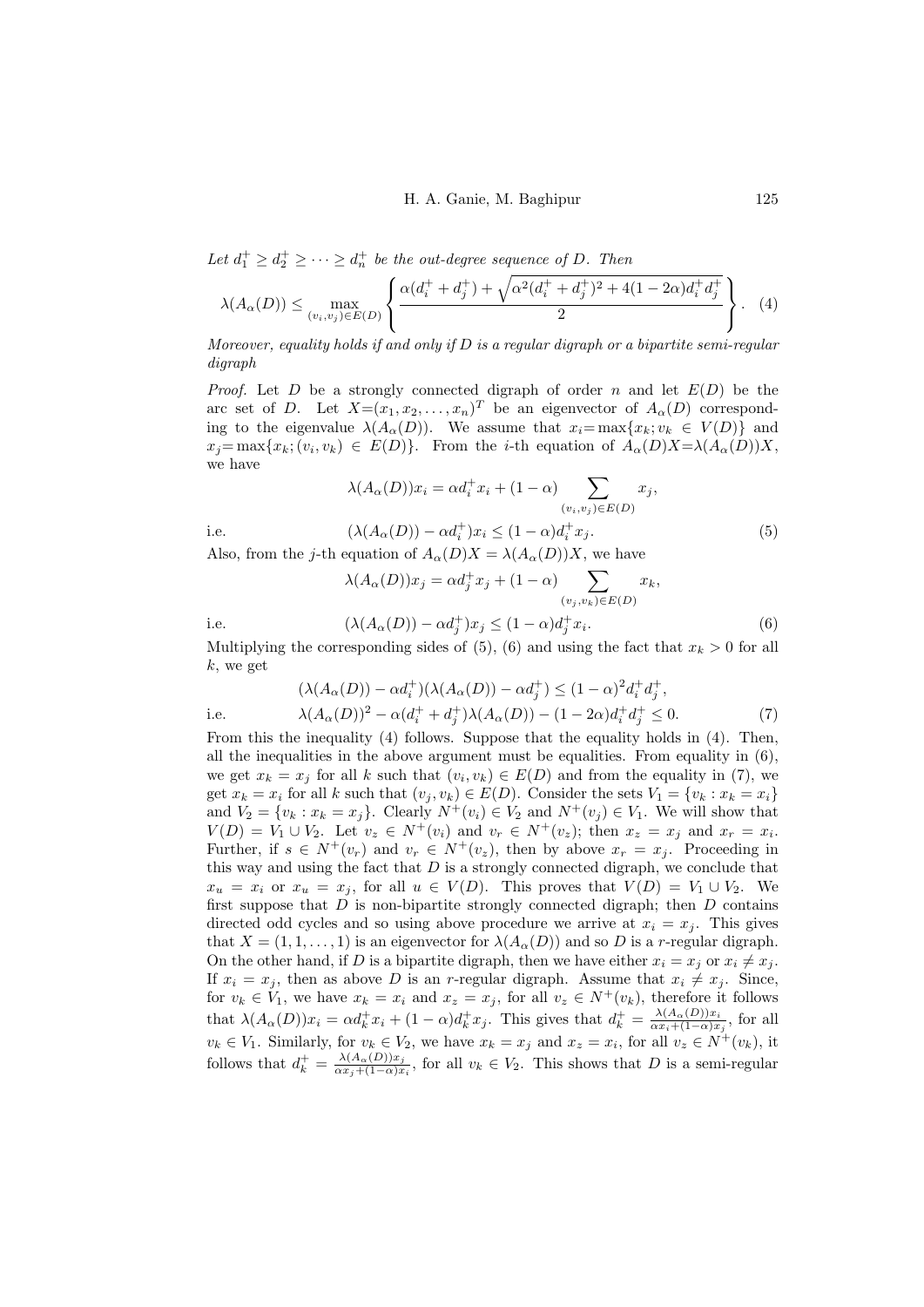*Let $d_1^+ \geq d_2^+ \geq \cdots \geq d_n^+$ be the out-degree sequence of $D$. Then*

$$\lambda(A_\alpha(D)) \leq \max_{(v_i,v_j)\in E(D)} \left\{ \frac{\alpha(d_i^+ + d_j^+) + \sqrt{\alpha^2(d_i^+ + d_j^+)^2 + 4(1-2\alpha)d_i^+ d_j^+}}{2} \right\}. \quad (4)$$

*Moreover, equality holds if and only if $D$ is a regular digraph or a bipartite semi-regular digraph*

*Proof.* Let $D$ be a strongly connected digraph of order $n$ and let $E(D)$ be the arc set of $D$. Let $X=(x_1, x_2, \ldots, x_n)^T$ be an eigenvector of $A_\alpha(D)$ corresponding to the eigenvalue $\lambda(A_\alpha(D))$. We assume that $x_i = \max\{x_k; v_k \in V(D)\}$ and $x_j = \max\{x_k; (v_i, v_k) \in E(D)\}$. From the $i$-th equation of $A_\alpha(D)X = \lambda(A_\alpha(D))X$, we have

$$\lambda(A_\alpha(D))x_i = \alpha d_i^+ x_i + (1-\alpha) \sum_{(v_i,v_j)\in E(D)} x_j,$$

i.e.
$$(\lambda(A_\alpha(D)) - \alpha d_i^+)x_i \leq (1-\alpha)d_i^+ x_j. \quad (5)$$

Also, from the $j$-th equation of $A_\alpha(D)X = \lambda(A_\alpha(D))X$, we have

$$\lambda(A_\alpha(D))x_j = \alpha d_j^+ x_j + (1-\alpha) \sum_{(v_j,v_k)\in E(D)} x_k,$$

i.e.
$$(\lambda(A_\alpha(D)) - \alpha d_j^+)x_j \leq (1-\alpha)d_j^+ x_i. \quad (6)$$

Multiplying the corresponding sides of (5), (6) and using the fact that $x_k > 0$ for all $k$, we get

$$(\lambda(A_\alpha(D)) - \alpha d_i^+)(\lambda(A_\alpha(D)) - \alpha d_j^+) \leq (1-\alpha)^2 d_i^+ d_j^+,$$

i.e.
$$\lambda(A_\alpha(D))^2 - \alpha(d_i^+ + d_j^+)\lambda(A_\alpha(D)) - (1-2\alpha)d_i^+ d_j^+ \leq 0. \quad (7)$$

From this the inequality (4) follows. Suppose that the equality holds in (4). Then, all the inequalities in the above argument must be equalities. From equality in (6), we get $x_k = x_j$ for all $k$ such that $(v_i, v_k) \in E(D)$ and from the equality in (7), we get $x_k = x_i$ for all $k$ such that $(v_j, v_k) \in E(D)$. Consider the sets $V_1 = \{v_k : x_k = x_i\}$ and $V_2 = \{v_k : x_k = x_j\}$. Clearly $N^+(v_i) \in V_2$ and $N^+(v_j) \in V_1$. We will show that $V(D) = V_1 \cup V_2$. Let $v_z \in N^+(v_i)$ and $v_r \in N^+(v_z)$; then $x_z = x_j$ and $x_r = x_i$. Further, if $s \in N^+(v_r)$ and $v_r \in N^+(v_z)$, then by above $x_r = x_j$. Proceeding in this way and using the fact that $D$ is a strongly connected digraph, we conclude that $x_u = x_i$ or $x_u = x_j$, for all $u \in V(D)$. This proves that $V(D) = V_1 \cup V_2$. We first suppose that $D$ is non-bipartite strongly connected digraph; then $D$ contains directed odd cycles and so using above procedure we arrive at $x_i = x_j$. This gives that $X = (1, 1, \ldots, 1)$ is an eigenvector for $\lambda(A_\alpha(D))$ and so $D$ is a $r$-regular digraph. On the other hand, if $D$ is a bipartite digraph, then we have either $x_i = x_j$ or $x_i \neq x_j$. If $x_i = x_j$, then as above $D$ is an $r$-regular digraph. Assume that $x_i \neq x_j$. Since, for $v_k \in V_1$, we have $x_k = x_i$ and $x_z = x_j$, for all $v_z \in N^+(v_k)$, therefore it follows that $\lambda(A_\alpha(D))x_i = \alpha d_k^+ x_i + (1-\alpha)d_k^+ x_j$. This gives that $d_k^+ = \frac{\lambda(A_\alpha(D))x_i}{\alpha x_i + (1-\alpha)x_j}$, for all $v_k \in V_1$. Similarly, for $v_k \in V_2$, we have $x_k = x_j$ and $x_z = x_i$, for all $v_z \in N^+(v_k)$, it follows that $d_k^+ = \frac{\lambda(A_\alpha(D))x_j}{\alpha x_j + (1-\alpha)x_i}$, for all $v_k \in V_2$. This shows that $D$ is a semi-regular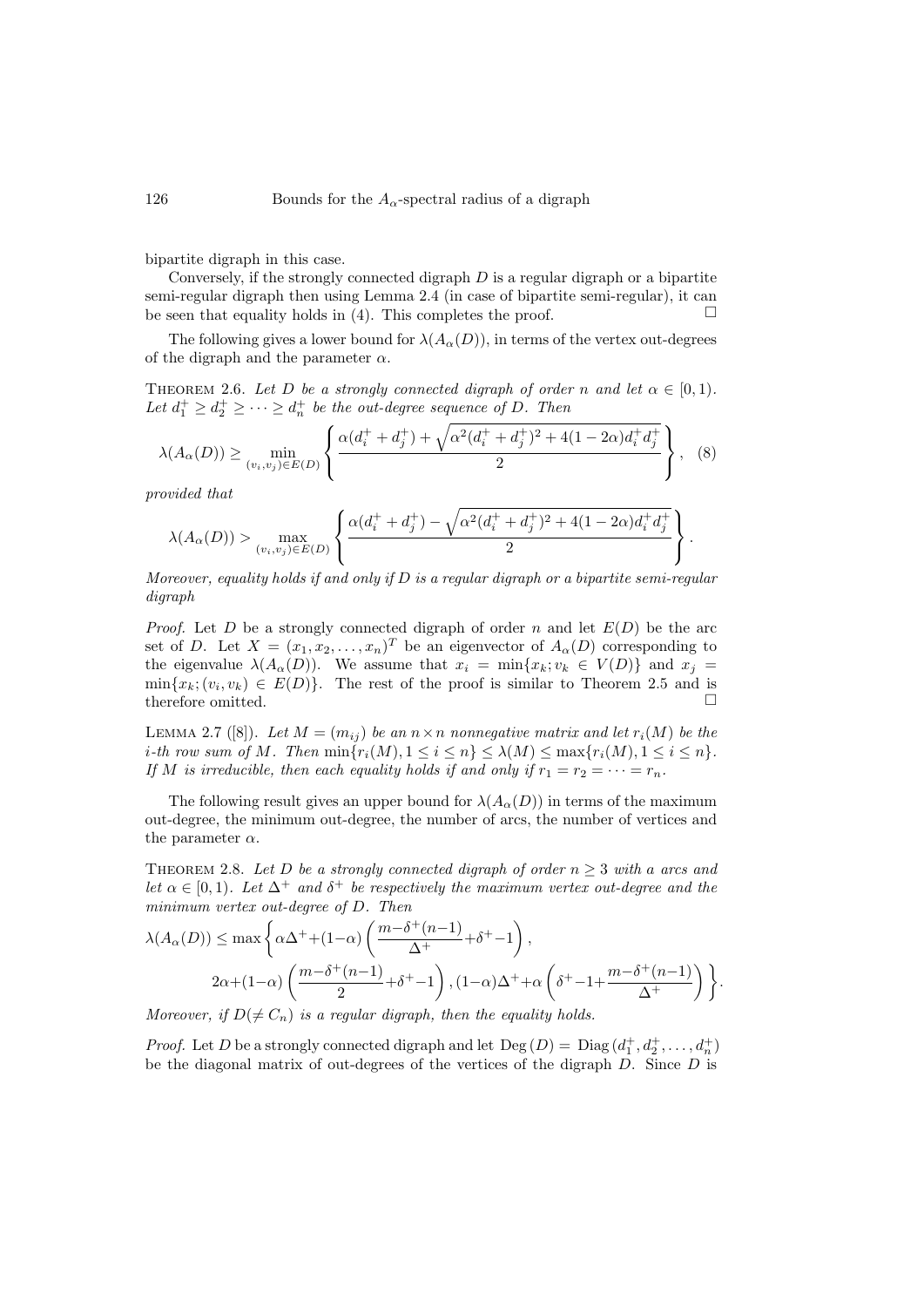bipartite digraph in this case.

Conversely, if the strongly connected digraph $D$ is a regular digraph or a bipartite semi-regular digraph then using Lemma 2.4 (in case of bipartite semi-regular), it can be seen that equality holds in (4). This completes the proof. □

The following gives a lower bound for $\lambda(A_\alpha(D))$, in terms of the vertex out-degrees of the digraph and the parameter $\alpha$.

**Theorem 2.6.** *Let $D$ be a strongly connected digraph of order $n$ and let $\alpha \in [0, 1)$. Let $d_1^+ \geq d_2^+ \geq \cdots \geq d_n^+$ be the out-degree sequence of $D$. Then*

$$\lambda(A_\alpha(D)) \geq \min_{(v_i,v_j)\in E(D)} \left\{ \frac{\alpha(d_i^+ + d_j^+) + \sqrt{\alpha^2(d_i^+ + d_j^+)^2 + 4(1-2\alpha)d_i^+ d_j^+}}{2} \right\}, \quad (8)$$

*provided that*

$$\lambda(A_\alpha(D)) > \max_{(v_i,v_j)\in E(D)} \left\{ \frac{\alpha(d_i^+ + d_j^+) - \sqrt{\alpha^2(d_i^+ + d_j^+)^2 + 4(1-2\alpha)d_i^+ d_j^+}}{2} \right\}.$$

*Moreover, equality holds if and only if $D$ is a regular digraph or a bipartite semi-regular digraph*

*Proof.* Let $D$ be a strongly connected digraph of order $n$ and let $E(D)$ be the arc set of $D$. Let $X = (x_1, x_2, \ldots, x_n)^T$ be an eigenvector of $A_\alpha(D)$ corresponding to the eigenvalue $\lambda(A_\alpha(D))$. We assume that $x_i = \min\{x_k; v_k \in V(D)\}$ and $x_j = \min\{x_k; (v_i, v_k) \in E(D)\}$. The rest of the proof is similar to Theorem 2.5 and is therefore omitted. □

**Lemma 2.7** ([8]). *Let $M = (m_{ij})$ be an $n \times n$ nonnegative matrix and let $r_i(M)$ be the $i$-th row sum of $M$. Then $\min\{r_i(M), 1 \leq i \leq n\} \leq \lambda(M) \leq \max\{r_i(M), 1 \leq i \leq n\}$. If $M$ is irreducible, then each equality holds if and only if $r_1 = r_2 = \cdots = r_n$.*

The following result gives an upper bound for $\lambda(A_\alpha(D))$ in terms of the maximum out-degree, the minimum out-degree, the number of arcs, the number of vertices and the parameter $\alpha$.

**Theorem 2.8.** *Let $D$ be a strongly connected digraph of order $n \geq 3$ with $a$ arcs and let $\alpha \in [0, 1)$. Let $\Delta^+$ and $\delta^+$ be respectively the maximum vertex out-degree and the minimum vertex out-degree of $D$. Then*

$$\lambda(A_\alpha(D)) \leq \max\left\{ \alpha\Delta^+ + (1-\alpha)\left(\frac{m-\delta^+(n-1)}{\Delta^+} + \delta^+ - 1\right), \right.$$
$$\left. 2\alpha + (1-\alpha)\left(\frac{m-\delta^+(n-1)}{2} + \delta^+ - 1\right), (1-\alpha)\Delta^+ + \alpha\left(\delta^+ - 1 + \frac{m-\delta^+(n-1)}{\Delta^+}\right) \right\}.$$

*Moreover, if $D(\neq C_n)$ is a regular digraph, then the equality holds.*

*Proof.* Let $D$ be a strongly connected digraph and let $\mathrm{Deg}\,(D) = \mathrm{Diag}\,(d_1^+, d_2^+, \ldots, d_n^+)$ be the diagonal matrix of out-degrees of the vertices of the digraph $D$. Since $D$ is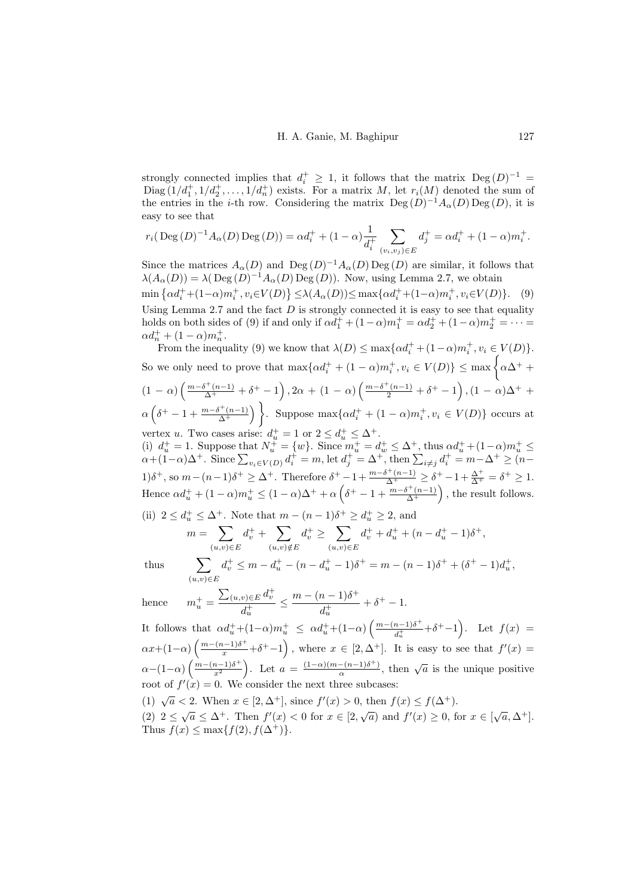strongly connected implies that $d_i^+ \geq 1$, it follows that the matrix $\operatorname{Deg}(D)^{-1} = \operatorname{Diag}(1/d_1^+, 1/d_2^+, \ldots, 1/d_n^+)$ exists. For a matrix $M$, let $r_i(M)$ denoted the sum of the entries in the $i$-th row. Considering the matrix $\operatorname{Deg}(D)^{-1}A_\alpha(D)\operatorname{Deg}(D)$, it is easy to see that

$$r_i(\operatorname{Deg}(D)^{-1}A_\alpha(D)\operatorname{Deg}(D)) = \alpha d_i^+ + (1-\alpha)\frac{1}{d_i^+}\sum_{(v_i,v_j)\in E} d_j^+ = \alpha d_i^+ + (1-\alpha)m_i^+.$$

Since the matrices $A_\alpha(D)$ and $\operatorname{Deg}(D)^{-1}A_\alpha(D)\operatorname{Deg}(D)$ are similar, it follows that $\lambda(A_\alpha(D)) = \lambda(\operatorname{Deg}(D)^{-1}A_\alpha(D)\operatorname{Deg}(D))$. Now, using Lemma 2.7, we obtain

$$\min\left\{\alpha d_i^+ + (1-\alpha)m_i^+, v_i \in V(D)\right\} \leq \lambda(A_\alpha(D)) \leq \max\{\alpha d_i^+ + (1-\alpha)m_i^+, v_i \in V(D)\}. \quad (9)$$

Using Lemma 2.7 and the fact $D$ is strongly connected it is easy to see that equality holds on both sides of (9) if and only if $\alpha d_1^+ + (1-\alpha)m_1^+ = \alpha d_2^+ + (1-\alpha)m_2^+ = \cdots = \alpha d_n^+ + (1-\alpha)m_n^+$.

From the inequality (9) we know that $\lambda(D) \leq \max\{\alpha d_i^+ + (1-\alpha)m_i^+, v_i \in V(D)\}$. So we only need to prove that $\max\{\alpha d_i^+ + (1-\alpha)m_i^+, v_i \in V(D)\} \leq \max\Big\{\alpha\Delta^+ + (1-\alpha)\left(\frac{m-\delta^+(n-1)}{\Delta^+} + \delta^+ - 1\right), 2\alpha + (1-\alpha)\left(\frac{m-\delta^+(n-1)}{2} + \delta^+ - 1\right), (1-\alpha)\Delta^+ + \alpha\left(\delta^+ - 1 + \frac{m-\delta^+(n-1)}{\Delta^+}\right)\Big\}$. Suppose $\max\{\alpha d_i^+ + (1-\alpha)m_i^+, v_i \in V(D)\}$ occurs at vertex $u$. Two cases arise: $d_u^+ = 1$ or $2 \leq d_u^+ \leq \Delta^+$.

(i) $d_u^+ = 1$. Suppose that $N_u^+ = \{w\}$. Since $m_u^+ = d_w^+ \leq \Delta^+$, thus $\alpha d_u^+ + (1-\alpha)m_u^+ \leq \alpha + (1-\alpha)\Delta^+$. Since $\sum_{v_i\in V(D)} d_i^+ = m$, let $d_j^+ = \Delta^+$, then $\sum_{i\neq j} d_i^+ = m - \Delta^+ \geq (n-1)\delta^+$, so $m-(n-1)\delta^+ \geq \Delta^+$. Therefore $\delta^+ - 1 + \frac{m-\delta^+(n-1)}{\Delta^+} \geq \delta^+ - 1 + \frac{\Delta^+}{\Delta^+} = \delta^+ \geq 1$. Hence $\alpha d_u^+ + (1-\alpha)m_u^+ \leq (1-\alpha)\Delta^+ + \alpha\left(\delta^+ - 1 + \frac{m-\delta^+(n-1)}{\Delta^+}\right)$, the result follows.

(ii) $2 \leq d_u^+ \leq \Delta^+$. Note that $m-(n-1)\delta^+ \geq d_u^+ \geq 2$, and

$$m = \sum_{(u,v)\in E} d_v^+ + \sum_{(u,v)\notin E} d_v^+ \geq \sum_{(u,v)\in E} d_v^+ + d_u^+ + (n - d_u^+ - 1)\delta^+,$$

thus
$$\sum_{(u,v)\in E} d_v^+ \leq m - d_u^+ - (n - d_u^+ - 1)\delta^+ = m-(n-1)\delta^+ + (\delta^+ - 1)d_u^+,$$

hence
$$m_u^+ = \frac{\sum_{(u,v)\in E} d_v^+}{d_u^+} \leq \frac{m-(n-1)\delta^+}{d_u^+} + \delta^+ - 1.$$

It follows that $\alpha d_u^+ + (1-\alpha)m_u^+ \leq \alpha d_u^+ + (1-\alpha)\left(\frac{m-(n-1)\delta^+}{d_u^+} + \delta^+ - 1\right)$. Let $f(x) = \alpha x + (1-\alpha)\left(\frac{m-(n-1)\delta^+}{x} + \delta^+ - 1\right)$, where $x \in [2, \Delta^+]$. It is easy to see that $f'(x) = \alpha - (1-\alpha)\left(\frac{m-(n-1)\delta^+}{x^2}\right)$. Let $a = \frac{(1-\alpha)(m-(n-1)\delta^+)}{\alpha}$, then $\sqrt{a}$ is the unique positive root of $f'(x) = 0$. We consider the next three subcases:

(1) $\sqrt{a} < 2$. When $x \in [2, \Delta^+]$, since $f'(x) > 0$, then $f(x) \leq f(\Delta^+)$.

(2) $2 \leq \sqrt{a} \leq \Delta^+$. Then $f'(x) < 0$ for $x \in [2, \sqrt{a})$ and $f'(x) \geq 0$, for $x \in [\sqrt{a}, \Delta^+]$. Thus $f(x) \leq \max\{f(2), f(\Delta^+)\}$.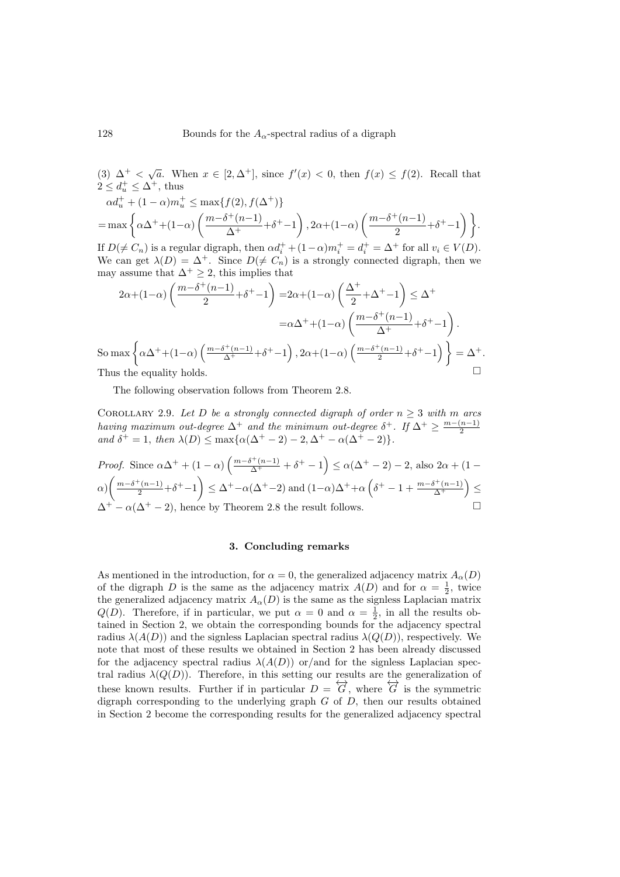(3) $\Delta^+ < \sqrt{a}$. When $x \in [2, \Delta^+]$, since $f'(x) < 0$, then $f(x) \leq f(2)$. Recall that $2 \leq d_u^+ \leq \Delta^+$, thus

$$\alpha d_u^+ + (1-\alpha)m_u^+ \leq \max\{f(2), f(\Delta^+)\}$$
$$= \max\left\{\alpha\Delta^+ + (1-\alpha)\left(\frac{m-\delta^+(n-1)}{\Delta^+} + \delta^+ - 1\right), 2\alpha + (1-\alpha)\left(\frac{m-\delta^+(n-1)}{2} + \delta^+ - 1\right)\right\}.$$

If $D(\neq C_n)$ is a regular digraph, then $\alpha d_i^+ + (1-\alpha)m_i^+ = d_i^+ = \Delta^+$ for all $v_i \in V(D)$. We can get $\lambda(D) = \Delta^+$. Since $D(\neq C_n)$ is a strongly connected digraph, then we may assume that $\Delta^+ \geq 2$, this implies that

$$2\alpha + (1-\alpha)\left(\frac{m-\delta^+(n-1)}{2} + \delta^+ - 1\right) = 2\alpha + (1-\alpha)\left(\frac{\Delta^+}{2} + \Delta^+ - 1\right) \leq \Delta^+$$
$$= \alpha\Delta^+ + (1-\alpha)\left(\frac{m-\delta^+(n-1)}{\Delta^+} + \delta^+ - 1\right).$$

So $\max\left\{\alpha\Delta^+ + (1-\alpha)\left(\frac{m-\delta^+(n-1)}{\Delta^+} + \delta^+ - 1\right), 2\alpha + (1-\alpha)\left(\frac{m-\delta^+(n-1)}{2} + \delta^+ - 1\right)\right\} = \Delta^+$. Thus the equality holds. $\square$

The following observation follows from Theorem 2.8.

Corollary 2.9. *Let $D$ be a strongly connected digraph of order $n \geq 3$ with $m$ arcs having maximum out-degree $\Delta^+$ and the minimum out-degree $\delta^+$. If $\Delta^+ \geq \frac{m-(n-1)}{2}$ and $\delta^+ = 1$, then $\lambda(D) \leq \max\{\alpha(\Delta^+ - 2) - 2, \Delta^+ - \alpha(\Delta^+ - 2)\}$.*

*Proof.* Since $\alpha\Delta^+ + (1-\alpha)\left(\frac{m-\delta^+(n-1)}{\Delta^+} + \delta^+ - 1\right) \leq \alpha(\Delta^+ - 2) - 2$, also $2\alpha + (1-\alpha)\left(\frac{m-\delta^+(n-1)}{2} + \delta^+ - 1\right) \leq \Delta^+ - \alpha(\Delta^+ - 2)$ and $(1-\alpha)\Delta^+ + \alpha\left(\delta^+ - 1 + \frac{m-\delta^+(n-1)}{\Delta^+}\right) \leq \Delta^+ - \alpha(\Delta^+ - 2)$, hence by Theorem 2.8 the result follows. $\square$

## 3. Concluding remarks

As mentioned in the introduction, for $\alpha = 0$, the generalized adjacency matrix $A_\alpha(D)$ of the digraph $D$ is the same as the adjacency matrix $A(D)$ and for $\alpha = \frac{1}{2}$, twice the generalized adjacency matrix $A_\alpha(D)$ is the same as the signless Laplacian matrix $Q(D)$. Therefore, if in particular, we put $\alpha = 0$ and $\alpha = \frac{1}{2}$, in all the results obtained in Section 2, we obtain the corresponding bounds for the adjacency spectral radius $\lambda(A(D))$ and the signless Laplacian spectral radius $\lambda(Q(D))$, respectively. We note that most of these results we obtained in Section 2 has been already discussed for the adjacency spectral radius $\lambda(A(D))$ or/and for the signless Laplacian spectral radius $\lambda(Q(D))$. Therefore, in this setting our results are the generalization of these known results. Further if in particular $D = \overleftrightarrow{G}$, where $\overleftrightarrow{G}$ is the symmetric digraph corresponding to the underlying graph $G$ of $D$, then our results obtained in Section 2 become the corresponding results for the generalized adjacency spectral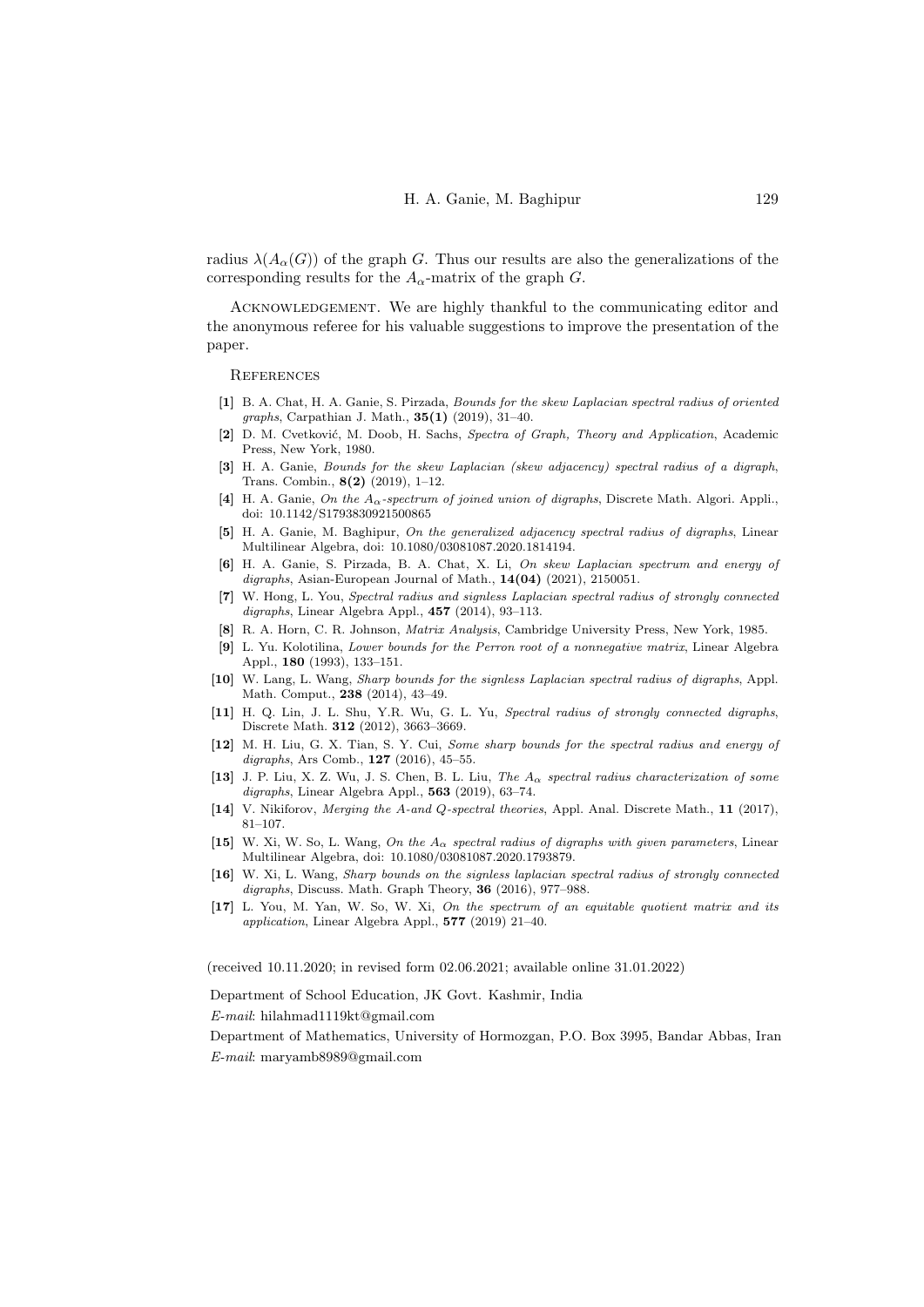radius $\lambda(A_\alpha(G))$ of the graph $G$. Thus our results are also the generalizations of the corresponding results for the $A_\alpha$-matrix of the graph $G$.

Acknowledgement. We are highly thankful to the communicating editor and the anonymous referee for his valuable suggestions to improve the presentation of the paper.

## References

**[1]** B. A. Chat, H. A. Ganie, S. Pirzada, *Bounds for the skew Laplacian spectral radius of oriented graphs*, Carpathian J. Math., **35(1)** (2019), 31–40.

**[2]** D. M. Cvetković, M. Doob, H. Sachs, *Spectra of Graph, Theory and Application*, Academic Press, New York, 1980.

**[3]** H. A. Ganie, *Bounds for the skew Laplacian (skew adjacency) spectral radius of a digraph*, Trans. Combin., **8(2)** (2019), 1–12.

**[4]** H. A. Ganie, *On the $A_\alpha$-spectrum of joined union of digraphs*, Discrete Math. Algori. Appli., doi: 10.1142/S1793830921500865

**[5]** H. A. Ganie, M. Baghipur, *On the generalized adjacency spectral radius of digraphs*, Linear Multilinear Algebra, doi: 10.1080/03081087.2020.1814194.

**[6]** H. A. Ganie, S. Pirzada, B. A. Chat, X. Li, *On skew Laplacian spectrum and energy of digraphs*, Asian-European Journal of Math., **14(04)** (2021), 2150051.

**[7]** W. Hong, L. You, *Spectral radius and signless Laplacian spectral radius of strongly connected digraphs*, Linear Algebra Appl., **457** (2014), 93–113.

**[8]** R. A. Horn, C. R. Johnson, *Matrix Analysis*, Cambridge University Press, New York, 1985.

**[9]** L. Yu. Kolotilina, *Lower bounds for the Perron root of a nonnegative matrix*, Linear Algebra Appl., **180** (1993), 133–151.

**[10]** W. Lang, L. Wang, *Sharp bounds for the signless Laplacian spectral radius of digraphs*, Appl. Math. Comput., **238** (2014), 43–49.

**[11]** H. Q. Lin, J. L. Shu, Y.R. Wu, G. L. Yu, *Spectral radius of strongly connected digraphs*, Discrete Math. **312** (2012), 3663–3669.

**[12]** M. H. Liu, G. X. Tian, S. Y. Cui, *Some sharp bounds for the spectral radius and energy of digraphs*, Ars Comb., **127** (2016), 45–55.

**[13]** J. P. Liu, X. Z. Wu, J. S. Chen, B. L. Liu, *The $A_\alpha$ spectral radius characterization of some digraphs*, Linear Algebra Appl., **563** (2019), 63–74.

**[14]** V. Nikiforov, *Merging the A-and Q-spectral theories*, Appl. Anal. Discrete Math., **11** (2017), 81–107.

**[15]** W. Xi, W. So, L. Wang, *On the $A_\alpha$ spectral radius of digraphs with given parameters*, Linear Multilinear Algebra, doi: 10.1080/03081087.2020.1793879.

**[16]** W. Xi, L. Wang, *Sharp bounds on the signless laplacian spectral radius of strongly connected digraphs*, Discuss. Math. Graph Theory, **36** (2016), 977–988.

**[17]** L. You, M. Yan, W. So, W. Xi, *On the spectrum of an equitable quotient matrix and its application*, Linear Algebra Appl., **577** (2019) 21–40.

(received 10.11.2020; in revised form 02.06.2021; available online 31.01.2022)

Department of School Education, JK Govt. Kashmir, India

*E-mail*: hilahmad1119kt@gmail.com

Department of Mathematics, University of Hormozgan, P.O. Box 3995, Bandar Abbas, Iran

*E-mail*: maryamb8989@gmail.com